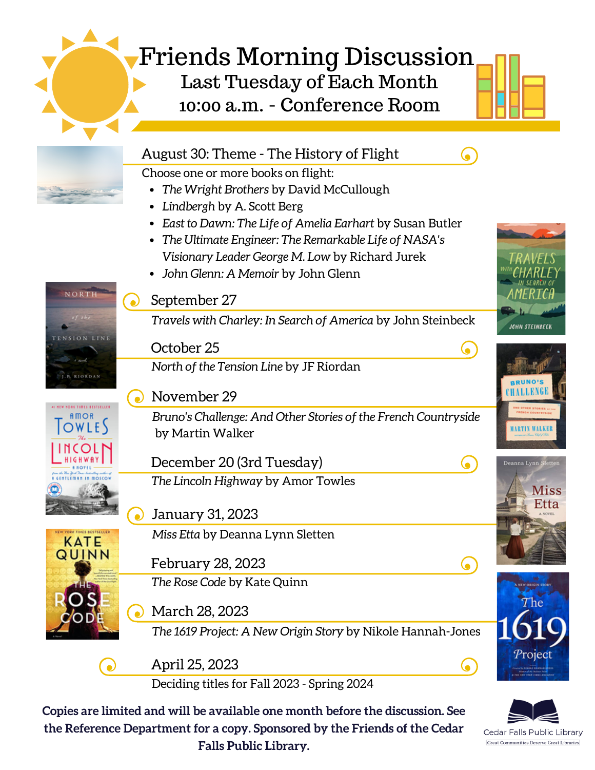# Friends Morning Discussion

## Last Tuesday of Each Month

## 10:00 a.m. - Conference Room

### August 30: Theme - The History of Flight

Choose one or more books on flight:

- *The Wright Brothers* by David McCullough
- *Lindbergh* by A. Scott Berg
- *East to Dawn: The Life of Amelia Earhart* by Susan Butler
- *The Ultimate Engineer: The Remarkable Life of NASA's Visionary Leader George M. Low* by Richard Jurek
- *John Glenn: A Memoir* by John Glenn

### September 27

*Travels with Charley: In Search of America* by John Steinbeck

### October 25

*North of the Tension Line* by JF Riordan

### November 29

*Bruno's Challenge: And Other Stories of the French Countryside* by Martin Walker

### December 20 (3rd Tuesday)

*The Lincoln Highway* by Amor Towles

### January 31, 2023

*Miss Etta* by Deanna Lynn Sletten

### February 28, 2023

*The Rose Code* by Kate Quinn

### March 28, 2023

*The 1619 Project: A New Origin Story* by Nikole Hannah-Jones

### April 25, 2023

Deciding titles for Fall 2023 - Spring 2024

**Copies are limited and will be available one month before the discussion. See the Reference Department for a copy. Sponsored by the Friends of the Cedar Falls Public Library.**

Cedar Falls Public Library

Great Communities Deserve Great Libraries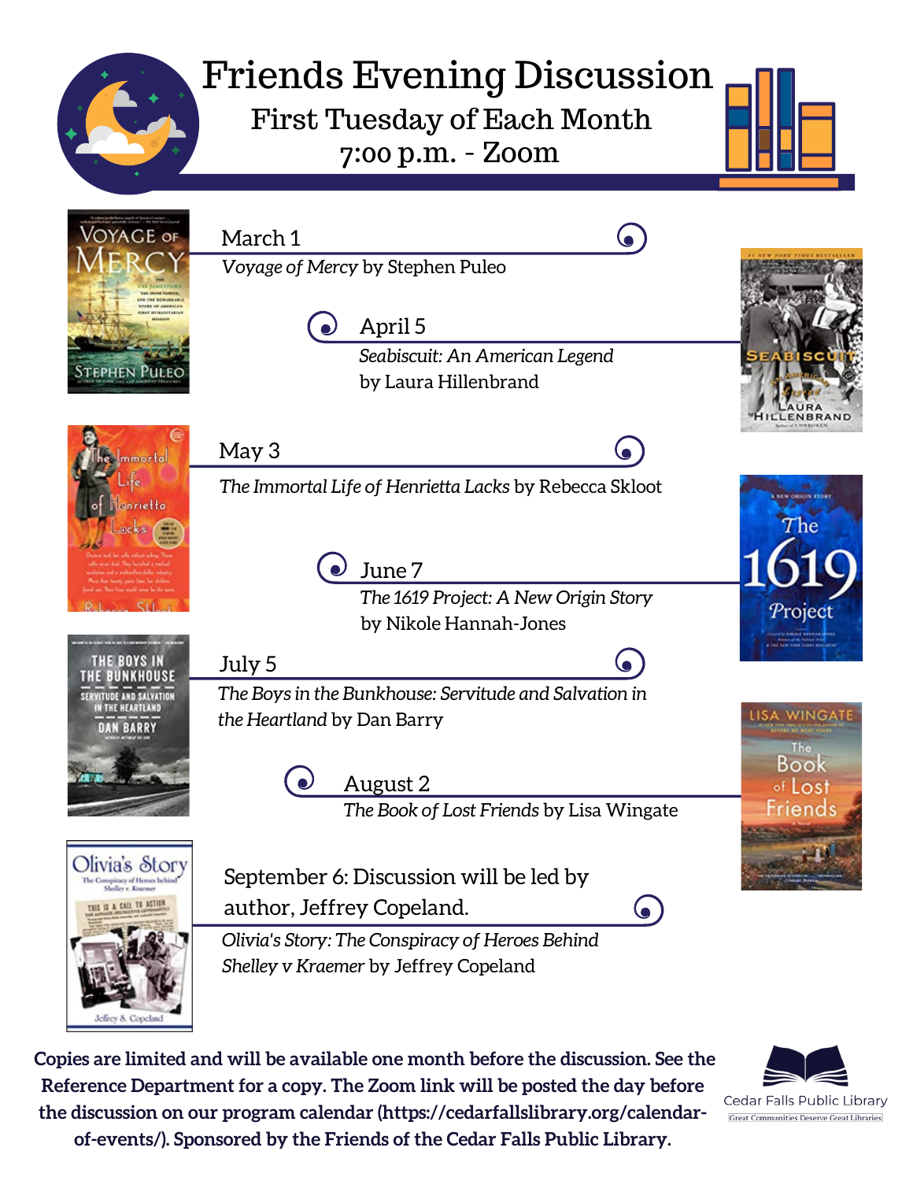# Friends Evening Discussion

## First Tuesday of Each Month

## 7:00 p.m. - Zoom

March 1

*Voyage of Mercy* by Stephen Puleo

April 5

*Seabiscuit: An American Legend* by Laura Hillenbrand

May 3

*The Immortal Life of Henrietta Lacks* by Rebecca Skloot

June 7

*The 1619 Project: A New Origin Story* by Nikole Hannah-Jones

July 5

*The Boys in the Bunkhouse: Servitude and Salvation in the Heartland* by Dan Barry

August 2

*The Book of Lost Friends* by Lisa Wingate

September 6: Discussion will be led by author, Jeffrey Copeland.

*Olivia's Story: The Conspiracy of Heroes Behind Shelley v Kraemer* by Jeffrey Copeland

**Copies are limited and will be available one month before the discussion. See the Reference Department for a copy. The Zoom link will be posted the day before the discussion on our program calendar (https://cedarfallslibrary.org/calendar-of-events/). Sponsored by the Friends of the Cedar Falls Public Library.**

Cedar Falls Public Library

Great Communities Deserve Great Libraries